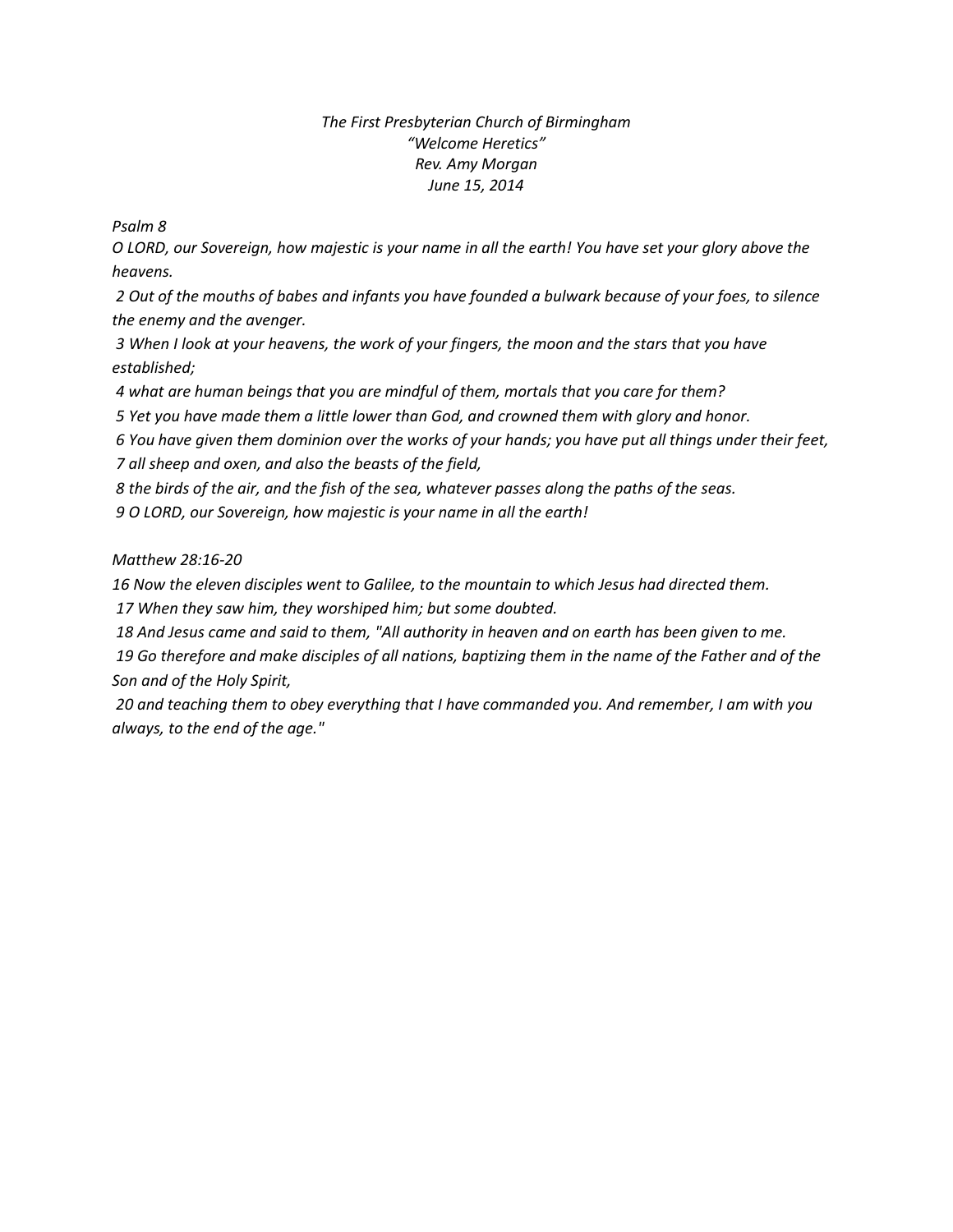*The First Presbyterian Church of Birmingham*
*"Welcome Heretics"*
*Rev. Amy Morgan*
*June 15, 2014*

*Psalm 8*

*O LORD, our Sovereign, how majestic is your name in all the earth! You have set your glory above the heavens.*

*2 Out of the mouths of babes and infants you have founded a bulwark because of your foes, to silence the enemy and the avenger.*

*3 When I look at your heavens, the work of your fingers, the moon and the stars that you have established;*

*4 what are human beings that you are mindful of them, mortals that you care for them?*

*5 Yet you have made them a little lower than God, and crowned them with glory and honor.*

*6 You have given them dominion over the works of your hands; you have put all things under their feet,*

*7 all sheep and oxen, and also the beasts of the field,*

*8 the birds of the air, and the fish of the sea, whatever passes along the paths of the seas.*

*9 O LORD, our Sovereign, how majestic is your name in all the earth!*

*Matthew 28:16-20*

*16 Now the eleven disciples went to Galilee, to the mountain to which Jesus had directed them.*

*17 When they saw him, they worshiped him; but some doubted.*

*18 And Jesus came and said to them, "All authority in heaven and on earth has been given to me.*

*19 Go therefore and make disciples of all nations, baptizing them in the name of the Father and of the Son and of the Holy Spirit,*

*20 and teaching them to obey everything that I have commanded you. And remember, I am with you always, to the end of the age."*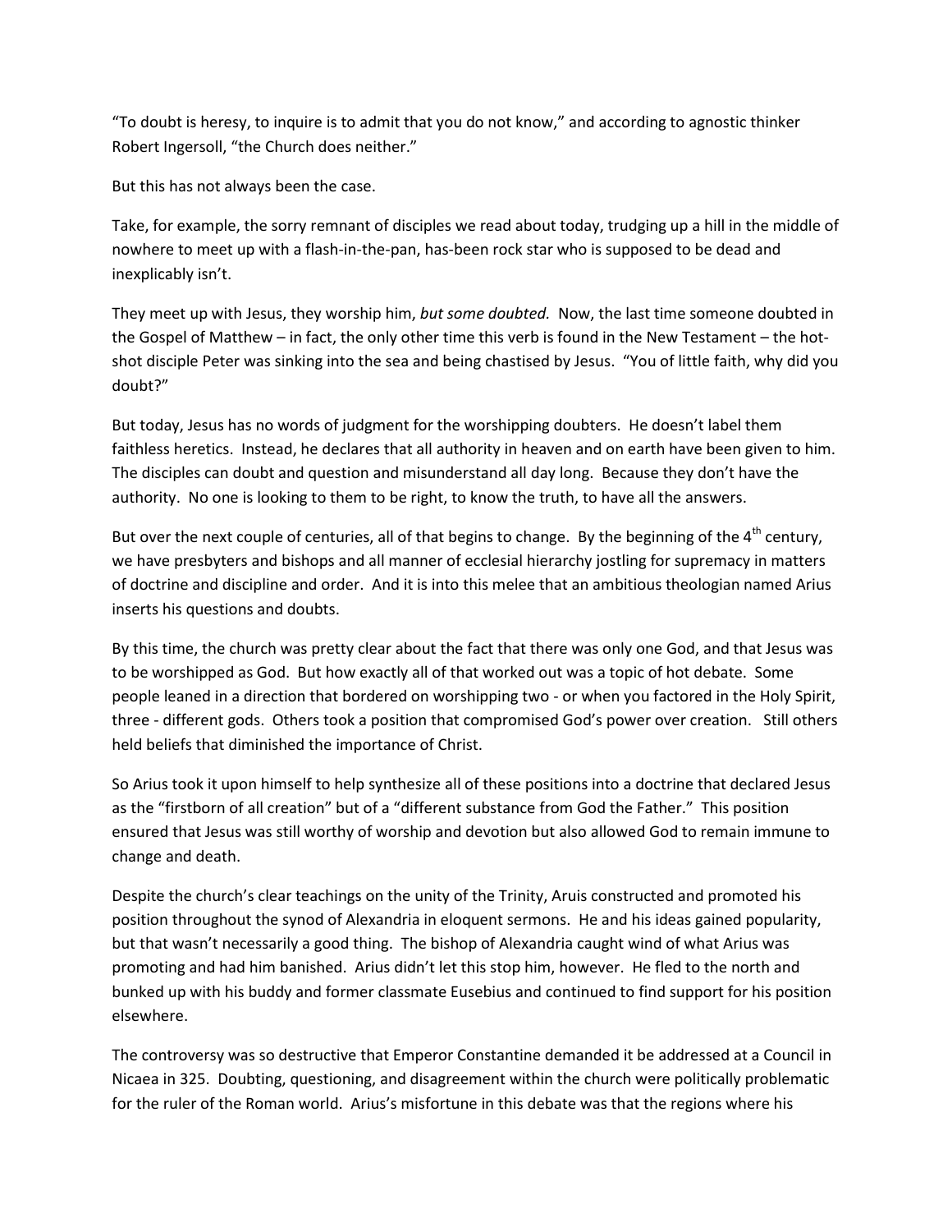"To doubt is heresy, to inquire is to admit that you do not know," and according to agnostic thinker Robert Ingersoll, "the Church does neither."

But this has not always been the case.

Take, for example, the sorry remnant of disciples we read about today, trudging up a hill in the middle of nowhere to meet up with a flash-in-the-pan, has-been rock star who is supposed to be dead and inexplicably isn't.

They meet up with Jesus, they worship him, *but some doubted.* Now, the last time someone doubted in the Gospel of Matthew – in fact, the only other time this verb is found in the New Testament – the hot-shot disciple Peter was sinking into the sea and being chastised by Jesus. "You of little faith, why did you doubt?"

But today, Jesus has no words of judgment for the worshipping doubters. He doesn't label them faithless heretics. Instead, he declares that all authority in heaven and on earth have been given to him. The disciples can doubt and question and misunderstand all day long. Because they don't have the authority. No one is looking to them to be right, to know the truth, to have all the answers.

But over the next couple of centuries, all of that begins to change. By the beginning of the 4th century, we have presbyters and bishops and all manner of ecclesial hierarchy jostling for supremacy in matters of doctrine and discipline and order. And it is into this melee that an ambitious theologian named Arius inserts his questions and doubts.

By this time, the church was pretty clear about the fact that there was only one God, and that Jesus was to be worshipped as God. But how exactly all of that worked out was a topic of hot debate. Some people leaned in a direction that bordered on worshipping two - or when you factored in the Holy Spirit, three - different gods. Others took a position that compromised God's power over creation. Still others held beliefs that diminished the importance of Christ.

So Arius took it upon himself to help synthesize all of these positions into a doctrine that declared Jesus as the "firstborn of all creation" but of a "different substance from God the Father." This position ensured that Jesus was still worthy of worship and devotion but also allowed God to remain immune to change and death.

Despite the church's clear teachings on the unity of the Trinity, Aruis constructed and promoted his position throughout the synod of Alexandria in eloquent sermons. He and his ideas gained popularity, but that wasn't necessarily a good thing. The bishop of Alexandria caught wind of what Arius was promoting and had him banished. Arius didn't let this stop him, however. He fled to the north and bunked up with his buddy and former classmate Eusebius and continued to find support for his position elsewhere.

The controversy was so destructive that Emperor Constantine demanded it be addressed at a Council in Nicaea in 325. Doubting, questioning, and disagreement within the church were politically problematic for the ruler of the Roman world. Arius's misfortune in this debate was that the regions where his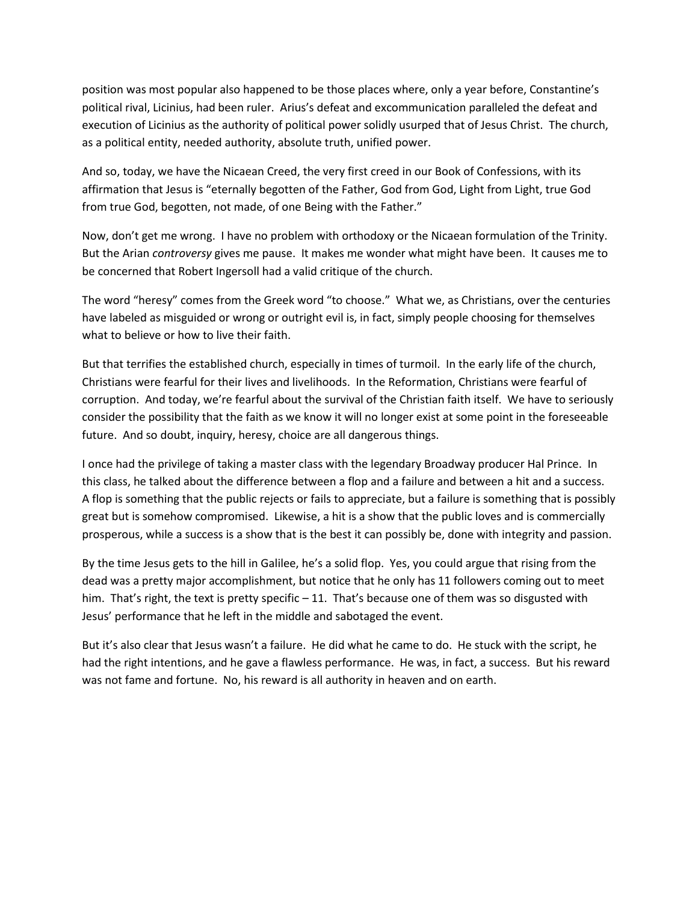position was most popular also happened to be those places where, only a year before, Constantine's political rival, Licinius, had been ruler. Arius's defeat and excommunication paralleled the defeat and execution of Licinius as the authority of political power solidly usurped that of Jesus Christ. The church, as a political entity, needed authority, absolute truth, unified power.

And so, today, we have the Nicaean Creed, the very first creed in our Book of Confessions, with its affirmation that Jesus is "eternally begotten of the Father, God from God, Light from Light, true God from true God, begotten, not made, of one Being with the Father."

Now, don't get me wrong. I have no problem with orthodoxy or the Nicaean formulation of the Trinity. But the Arian *controversy* gives me pause. It makes me wonder what might have been. It causes me to be concerned that Robert Ingersoll had a valid critique of the church.

The word "heresy" comes from the Greek word "to choose." What we, as Christians, over the centuries have labeled as misguided or wrong or outright evil is, in fact, simply people choosing for themselves what to believe or how to live their faith.

But that terrifies the established church, especially in times of turmoil. In the early life of the church, Christians were fearful for their lives and livelihoods. In the Reformation, Christians were fearful of corruption. And today, we're fearful about the survival of the Christian faith itself. We have to seriously consider the possibility that the faith as we know it will no longer exist at some point in the foreseeable future. And so doubt, inquiry, heresy, choice are all dangerous things.

I once had the privilege of taking a master class with the legendary Broadway producer Hal Prince. In this class, he talked about the difference between a flop and a failure and between a hit and a success. A flop is something that the public rejects or fails to appreciate, but a failure is something that is possibly great but is somehow compromised. Likewise, a hit is a show that the public loves and is commercially prosperous, while a success is a show that is the best it can possibly be, done with integrity and passion.

By the time Jesus gets to the hill in Galilee, he's a solid flop. Yes, you could argue that rising from the dead was a pretty major accomplishment, but notice that he only has 11 followers coming out to meet him. That's right, the text is pretty specific – 11. That's because one of them was so disgusted with Jesus' performance that he left in the middle and sabotaged the event.

But it's also clear that Jesus wasn't a failure. He did what he came to do. He stuck with the script, he had the right intentions, and he gave a flawless performance. He was, in fact, a success. But his reward was not fame and fortune. No, his reward is all authority in heaven and on earth.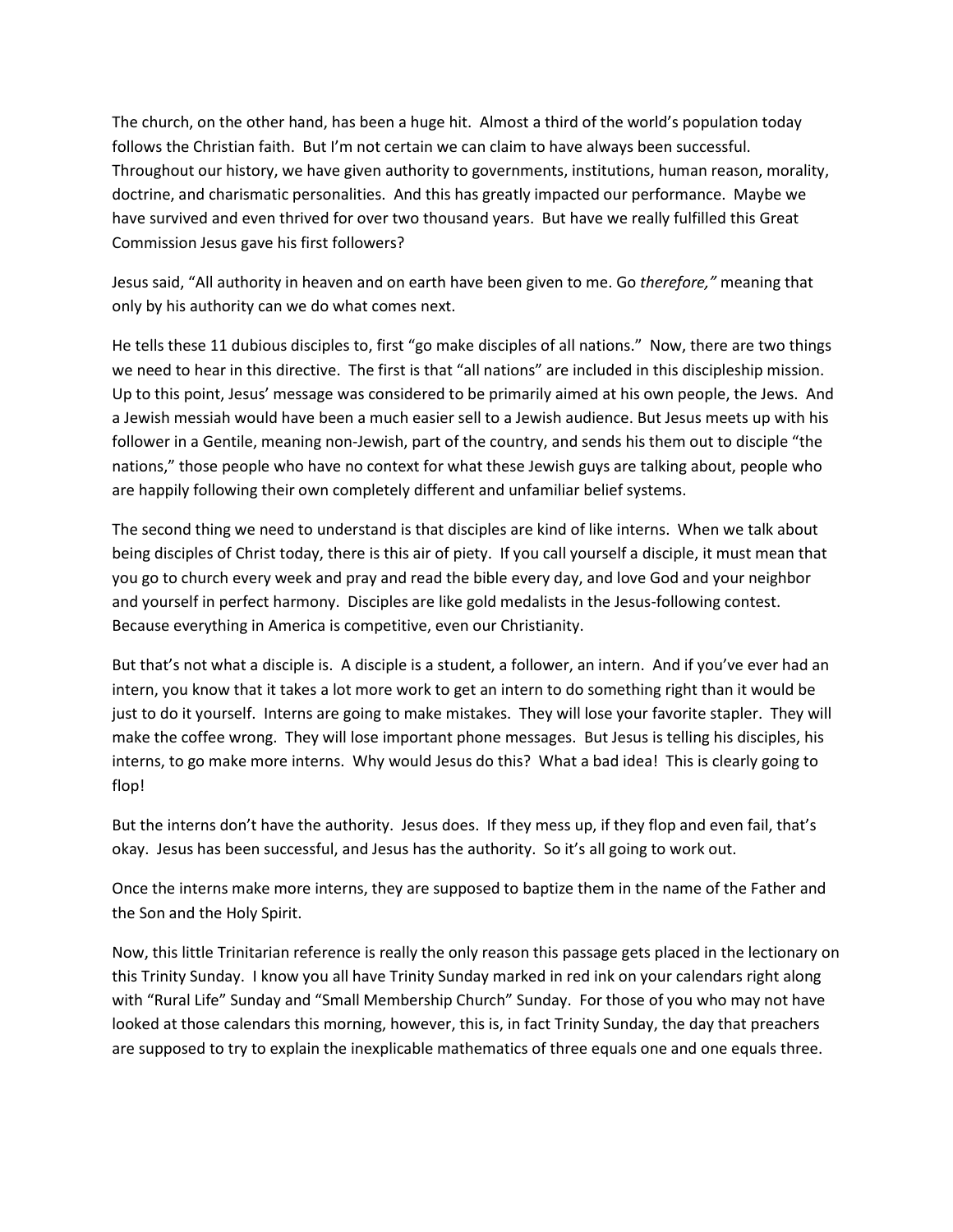The church, on the other hand, has been a huge hit. Almost a third of the world's population today follows the Christian faith. But I'm not certain we can claim to have always been successful. Throughout our history, we have given authority to governments, institutions, human reason, morality, doctrine, and charismatic personalities. And this has greatly impacted our performance. Maybe we have survived and even thrived for over two thousand years. But have we really fulfilled this Great Commission Jesus gave his first followers?

Jesus said, "All authority in heaven and on earth have been given to me. Go *therefore,"* meaning that only by his authority can we do what comes next.

He tells these 11 dubious disciples to, first "go make disciples of all nations." Now, there are two things we need to hear in this directive. The first is that "all nations" are included in this discipleship mission. Up to this point, Jesus' message was considered to be primarily aimed at his own people, the Jews. And a Jewish messiah would have been a much easier sell to a Jewish audience. But Jesus meets up with his follower in a Gentile, meaning non-Jewish, part of the country, and sends his them out to disciple "the nations," those people who have no context for what these Jewish guys are talking about, people who are happily following their own completely different and unfamiliar belief systems.

The second thing we need to understand is that disciples are kind of like interns. When we talk about being disciples of Christ today, there is this air of piety. If you call yourself a disciple, it must mean that you go to church every week and pray and read the bible every day, and love God and your neighbor and yourself in perfect harmony. Disciples are like gold medalists in the Jesus-following contest. Because everything in America is competitive, even our Christianity.

But that's not what a disciple is. A disciple is a student, a follower, an intern. And if you've ever had an intern, you know that it takes a lot more work to get an intern to do something right than it would be just to do it yourself. Interns are going to make mistakes. They will lose your favorite stapler. They will make the coffee wrong. They will lose important phone messages. But Jesus is telling his disciples, his interns, to go make more interns. Why would Jesus do this? What a bad idea! This is clearly going to flop!

But the interns don't have the authority. Jesus does. If they mess up, if they flop and even fail, that's okay. Jesus has been successful, and Jesus has the authority. So it's all going to work out.

Once the interns make more interns, they are supposed to baptize them in the name of the Father and the Son and the Holy Spirit.

Now, this little Trinitarian reference is really the only reason this passage gets placed in the lectionary on this Trinity Sunday. I know you all have Trinity Sunday marked in red ink on your calendars right along with "Rural Life" Sunday and "Small Membership Church" Sunday. For those of you who may not have looked at those calendars this morning, however, this is, in fact Trinity Sunday, the day that preachers are supposed to try to explain the inexplicable mathematics of three equals one and one equals three.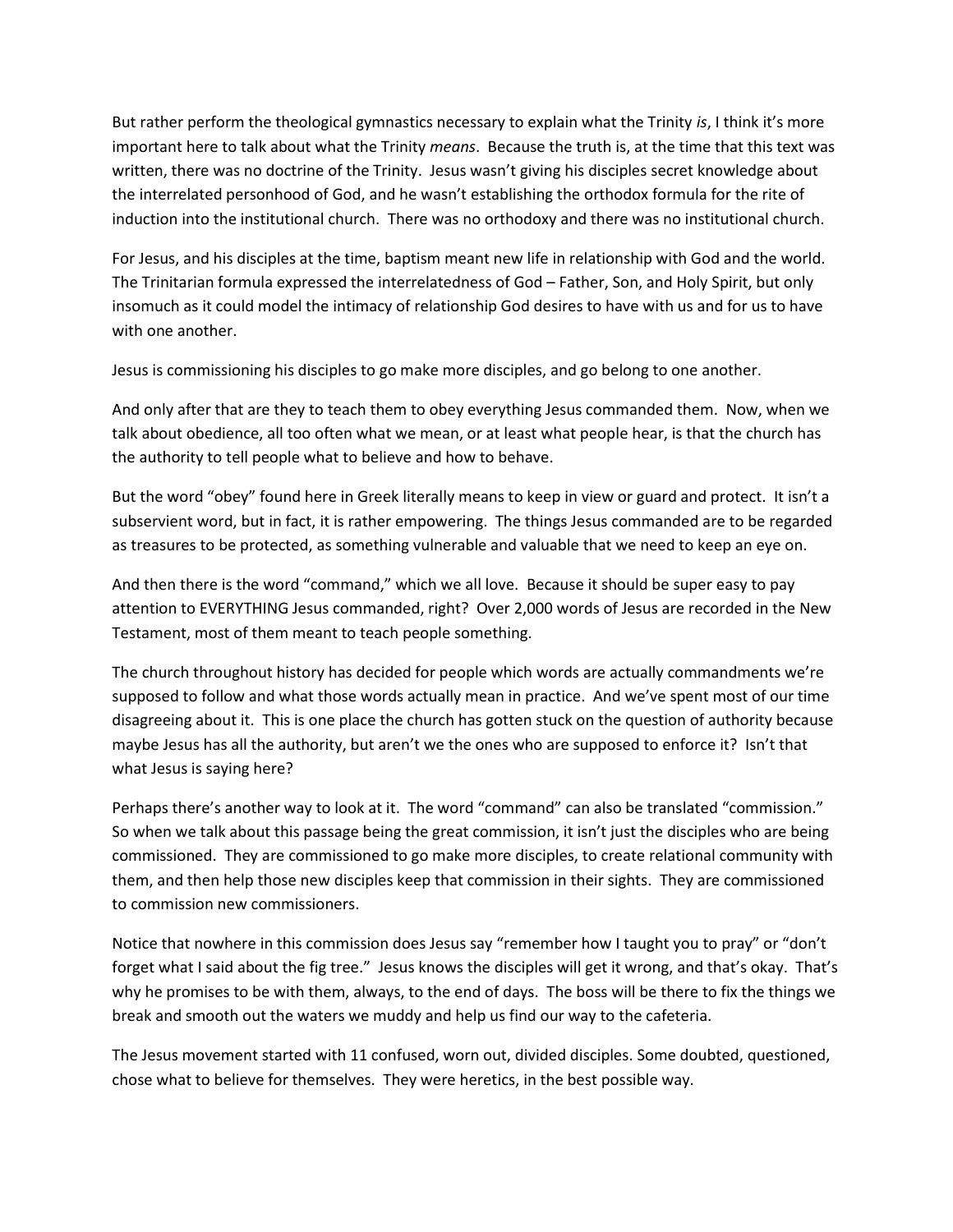But rather perform the theological gymnastics necessary to explain what the Trinity *is*, I think it's more important here to talk about what the Trinity *means*. Because the truth is, at the time that this text was written, there was no doctrine of the Trinity. Jesus wasn't giving his disciples secret knowledge about the interrelated personhood of God, and he wasn't establishing the orthodox formula for the rite of induction into the institutional church. There was no orthodoxy and there was no institutional church.

For Jesus, and his disciples at the time, baptism meant new life in relationship with God and the world. The Trinitarian formula expressed the interrelatedness of God – Father, Son, and Holy Spirit, but only insomuch as it could model the intimacy of relationship God desires to have with us and for us to have with one another.

Jesus is commissioning his disciples to go make more disciples, and go belong to one another.

And only after that are they to teach them to obey everything Jesus commanded them. Now, when we talk about obedience, all too often what we mean, or at least what people hear, is that the church has the authority to tell people what to believe and how to behave.

But the word "obey" found here in Greek literally means to keep in view or guard and protect. It isn't a subservient word, but in fact, it is rather empowering. The things Jesus commanded are to be regarded as treasures to be protected, as something vulnerable and valuable that we need to keep an eye on.

And then there is the word "command," which we all love. Because it should be super easy to pay attention to EVERYTHING Jesus commanded, right? Over 2,000 words of Jesus are recorded in the New Testament, most of them meant to teach people something.

The church throughout history has decided for people which words are actually commandments we're supposed to follow and what those words actually mean in practice. And we've spent most of our time disagreeing about it. This is one place the church has gotten stuck on the question of authority because maybe Jesus has all the authority, but aren't we the ones who are supposed to enforce it? Isn't that what Jesus is saying here?

Perhaps there's another way to look at it. The word "command" can also be translated "commission." So when we talk about this passage being the great commission, it isn't just the disciples who are being commissioned. They are commissioned to go make more disciples, to create relational community with them, and then help those new disciples keep that commission in their sights. They are commissioned to commission new commissioners.

Notice that nowhere in this commission does Jesus say "remember how I taught you to pray" or "don't forget what I said about the fig tree." Jesus knows the disciples will get it wrong, and that's okay. That's why he promises to be with them, always, to the end of days. The boss will be there to fix the things we break and smooth out the waters we muddy and help us find our way to the cafeteria.

The Jesus movement started with 11 confused, worn out, divided disciples. Some doubted, questioned, chose what to believe for themselves. They were heretics, in the best possible way.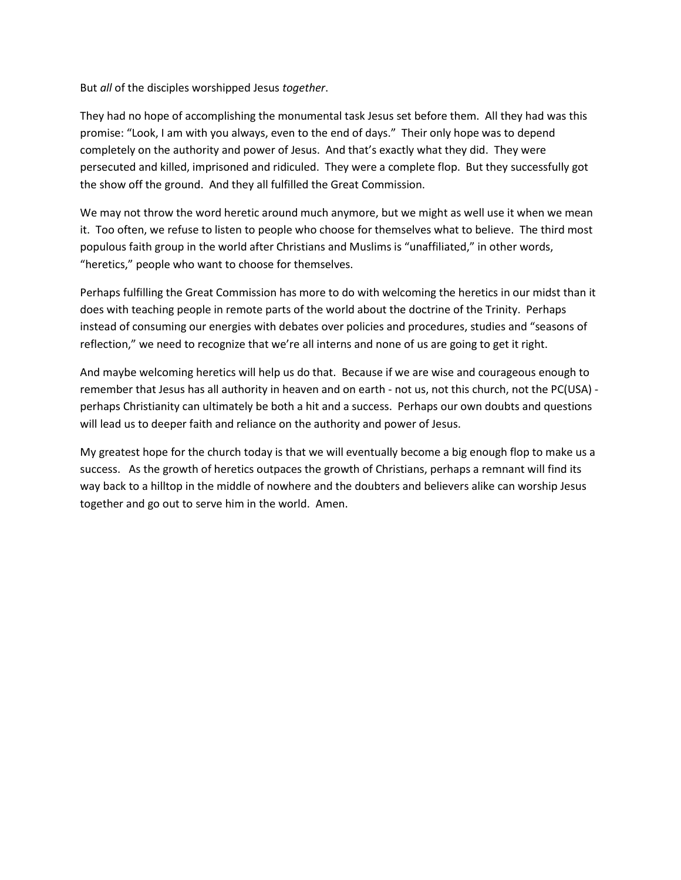But *all* of the disciples worshipped Jesus *together*.

They had no hope of accomplishing the monumental task Jesus set before them. All they had was this promise: "Look, I am with you always, even to the end of days." Their only hope was to depend completely on the authority and power of Jesus. And that's exactly what they did. They were persecuted and killed, imprisoned and ridiculed. They were a complete flop. But they successfully got the show off the ground. And they all fulfilled the Great Commission.

We may not throw the word heretic around much anymore, but we might as well use it when we mean it. Too often, we refuse to listen to people who choose for themselves what to believe. The third most populous faith group in the world after Christians and Muslims is "unaffiliated," in other words, "heretics," people who want to choose for themselves.

Perhaps fulfilling the Great Commission has more to do with welcoming the heretics in our midst than it does with teaching people in remote parts of the world about the doctrine of the Trinity. Perhaps instead of consuming our energies with debates over policies and procedures, studies and "seasons of reflection," we need to recognize that we're all interns and none of us are going to get it right.

And maybe welcoming heretics will help us do that. Because if we are wise and courageous enough to remember that Jesus has all authority in heaven and on earth - not us, not this church, not the PC(USA) - perhaps Christianity can ultimately be both a hit and a success. Perhaps our own doubts and questions will lead us to deeper faith and reliance on the authority and power of Jesus.

My greatest hope for the church today is that we will eventually become a big enough flop to make us a success. As the growth of heretics outpaces the growth of Christians, perhaps a remnant will find its way back to a hilltop in the middle of nowhere and the doubters and believers alike can worship Jesus together and go out to serve him in the world. Amen.